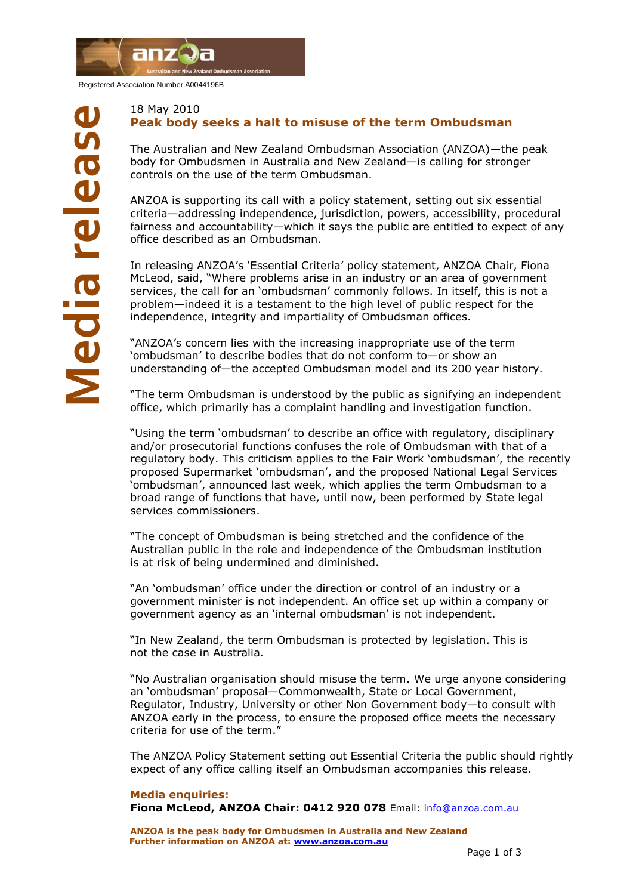anzoa
Australian and New Zealand Ombudsman Association

Registered Association Number A0044196B

**Media release**

18 May 2010

## Peak body seeks a halt to misuse of the term Ombudsman

The Australian and New Zealand Ombudsman Association (ANZOA)—the peak body for Ombudsmen in Australia and New Zealand—is calling for stronger controls on the use of the term Ombudsman.

ANZOA is supporting its call with a policy statement, setting out six essential criteria—addressing independence, jurisdiction, powers, accessibility, procedural fairness and accountability—which it says the public are entitled to expect of any office described as an Ombudsman.

In releasing ANZOA's 'Essential Criteria' policy statement, ANZOA Chair, Fiona McLeod, said, "Where problems arise in an industry or an area of government services, the call for an 'ombudsman' commonly follows. In itself, this is not a problem—indeed it is a testament to the high level of public respect for the independence, integrity and impartiality of Ombudsman offices.

"ANZOA's concern lies with the increasing inappropriate use of the term 'ombudsman' to describe bodies that do not conform to—or show an understanding of—the accepted Ombudsman model and its 200 year history.

"The term Ombudsman is understood by the public as signifying an independent office, which primarily has a complaint handling and investigation function.

"Using the term 'ombudsman' to describe an office with regulatory, disciplinary and/or prosecutorial functions confuses the role of Ombudsman with that of a regulatory body. This criticism applies to the Fair Work 'ombudsman', the recently proposed Supermarket 'ombudsman', and the proposed National Legal Services 'ombudsman', announced last week, which applies the term Ombudsman to a broad range of functions that have, until now, been performed by State legal services commissioners.

"The concept of Ombudsman is being stretched and the confidence of the Australian public in the role and independence of the Ombudsman institution is at risk of being undermined and diminished.

"An 'ombudsman' office under the direction or control of an industry or a government minister is not independent. An office set up within a company or government agency as an 'internal ombudsman' is not independent.

"In New Zealand, the term Ombudsman is protected by legislation. This is not the case in Australia.

"No Australian organisation should misuse the term. We urge anyone considering an 'ombudsman' proposal—Commonwealth, State or Local Government, Regulator, Industry, University or other Non Government body—to consult with ANZOA early in the process, to ensure the proposed office meets the necessary criteria for use of the term."

The ANZOA Policy Statement setting out Essential Criteria the public should rightly expect of any office calling itself an Ombudsman accompanies this release.

**Media enquiries:**
**Fiona McLeod, ANZOA Chair: 0412 920 078** Email: info@anzoa.com.au

**ANZOA is the peak body for Ombudsmen in Australia and New Zealand**
**Further information on ANZOA at: www.anzoa.com.au**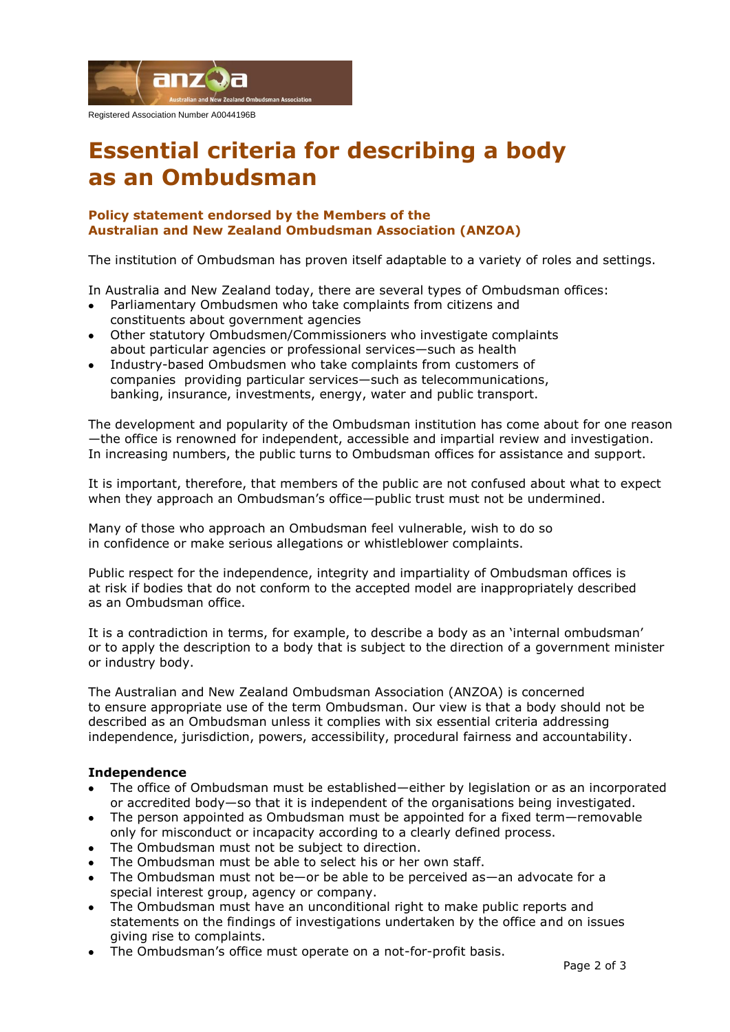Registered Association Number A0044196B

# Essential criteria for describing a body as an Ombudsman

### Policy statement endorsed by the Members of the Australian and New Zealand Ombudsman Association (ANZOA)

The institution of Ombudsman has proven itself adaptable to a variety of roles and settings.

In Australia and New Zealand today, there are several types of Ombudsman offices:

- Parliamentary Ombudsmen who take complaints from citizens and constituents about government agencies
- Other statutory Ombudsmen/Commissioners who investigate complaints about particular agencies or professional services—such as health
- Industry-based Ombudsmen who take complaints from customers of companies providing particular services—such as telecommunications, banking, insurance, investments, energy, water and public transport.

The development and popularity of the Ombudsman institution has come about for one reason—the office is renowned for independent, accessible and impartial review and investigation. In increasing numbers, the public turns to Ombudsman offices for assistance and support.

It is important, therefore, that members of the public are not confused about what to expect when they approach an Ombudsman's office—public trust must not be undermined.

Many of those who approach an Ombudsman feel vulnerable, wish to do so in confidence or make serious allegations or whistleblower complaints.

Public respect for the independence, integrity and impartiality of Ombudsman offices is at risk if bodies that do not conform to the accepted model are inappropriately described as an Ombudsman office.

It is a contradiction in terms, for example, to describe a body as an 'internal ombudsman' or to apply the description to a body that is subject to the direction of a government minister or industry body.

The Australian and New Zealand Ombudsman Association (ANZOA) is concerned to ensure appropriate use of the term Ombudsman. Our view is that a body should not be described as an Ombudsman unless it complies with six essential criteria addressing independence, jurisdiction, powers, accessibility, procedural fairness and accountability.

**Independence**

- The office of Ombudsman must be established—either by legislation or as an incorporated or accredited body—so that it is independent of the organisations being investigated.
- The person appointed as Ombudsman must be appointed for a fixed term—removable only for misconduct or incapacity according to a clearly defined process.
- The Ombudsman must not be subject to direction.
- The Ombudsman must be able to select his or her own staff.
- The Ombudsman must not be—or be able to be perceived as—an advocate for a special interest group, agency or company.
- The Ombudsman must have an unconditional right to make public reports and statements on the findings of investigations undertaken by the office and on issues giving rise to complaints.
- The Ombudsman's office must operate on a not-for-profit basis.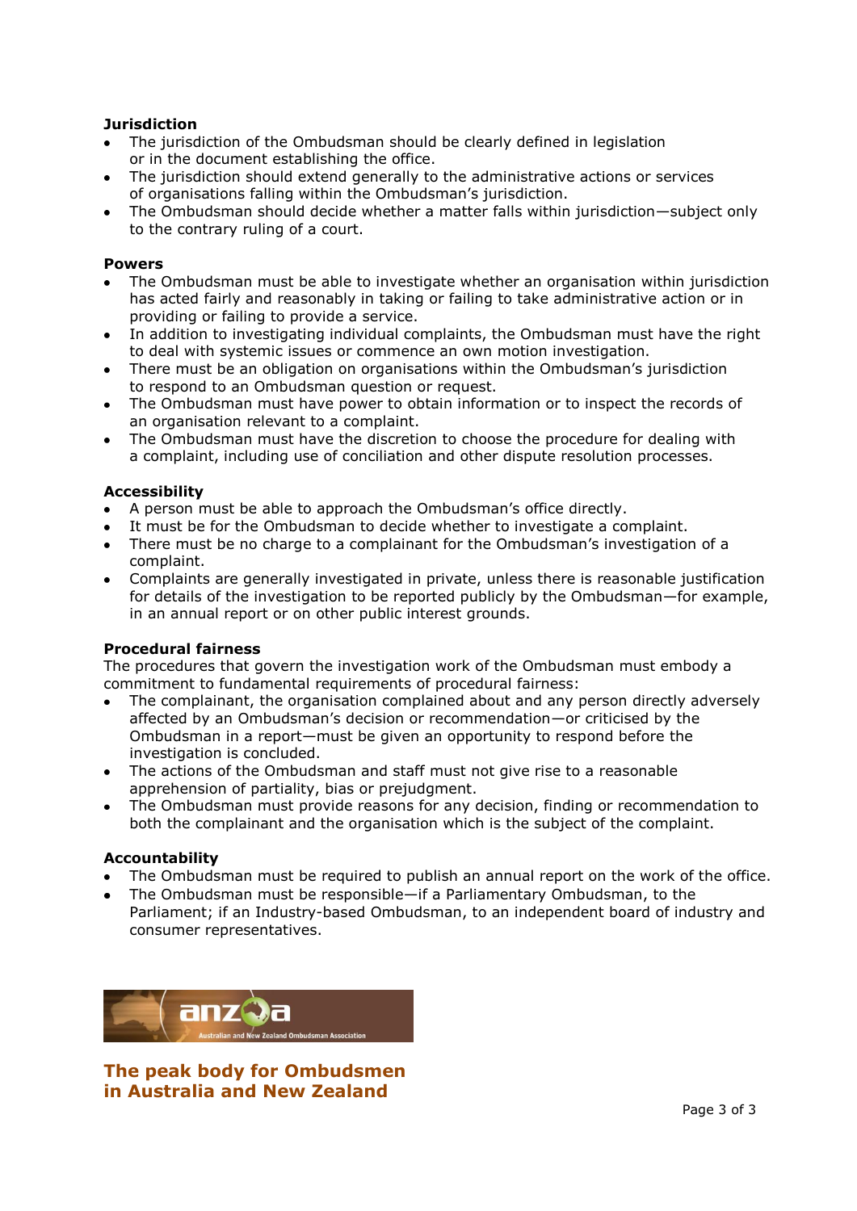**Jurisdiction**

- The jurisdiction of the Ombudsman should be clearly defined in legislation or in the document establishing the office.
- The jurisdiction should extend generally to the administrative actions or services of organisations falling within the Ombudsman's jurisdiction.
- The Ombudsman should decide whether a matter falls within jurisdiction—subject only to the contrary ruling of a court.

**Powers**

- The Ombudsman must be able to investigate whether an organisation within jurisdiction has acted fairly and reasonably in taking or failing to take administrative action or in providing or failing to provide a service.
- In addition to investigating individual complaints, the Ombudsman must have the right to deal with systemic issues or commence an own motion investigation.
- There must be an obligation on organisations within the Ombudsman's jurisdiction to respond to an Ombudsman question or request.
- The Ombudsman must have power to obtain information or to inspect the records of an organisation relevant to a complaint.
- The Ombudsman must have the discretion to choose the procedure for dealing with a complaint, including use of conciliation and other dispute resolution processes.

**Accessibility**

- A person must be able to approach the Ombudsman's office directly.
- It must be for the Ombudsman to decide whether to investigate a complaint.
- There must be no charge to a complainant for the Ombudsman's investigation of a complaint.
- Complaints are generally investigated in private, unless there is reasonable justification for details of the investigation to be reported publicly by the Ombudsman—for example, in an annual report or on other public interest grounds.

**Procedural fairness**

The procedures that govern the investigation work of the Ombudsman must embody a commitment to fundamental requirements of procedural fairness:

- The complainant, the organisation complained about and any person directly adversely affected by an Ombudsman's decision or recommendation—or criticised by the Ombudsman in a report—must be given an opportunity to respond before the investigation is concluded.
- The actions of the Ombudsman and staff must not give rise to a reasonable apprehension of partiality, bias or prejudgment.
- The Ombudsman must provide reasons for any decision, finding or recommendation to both the complainant and the organisation which is the subject of the complaint.

**Accountability**

- The Ombudsman must be required to publish an annual report on the work of the office.
- The Ombudsman must be responsible—if a Parliamentary Ombudsman, to the Parliament; if an Industry-based Ombudsman, to an independent board of industry and consumer representatives.

anzoa

Australian and New Zealand Ombudsman Association

**The peak body for Ombudsmen in Australia and New Zealand**